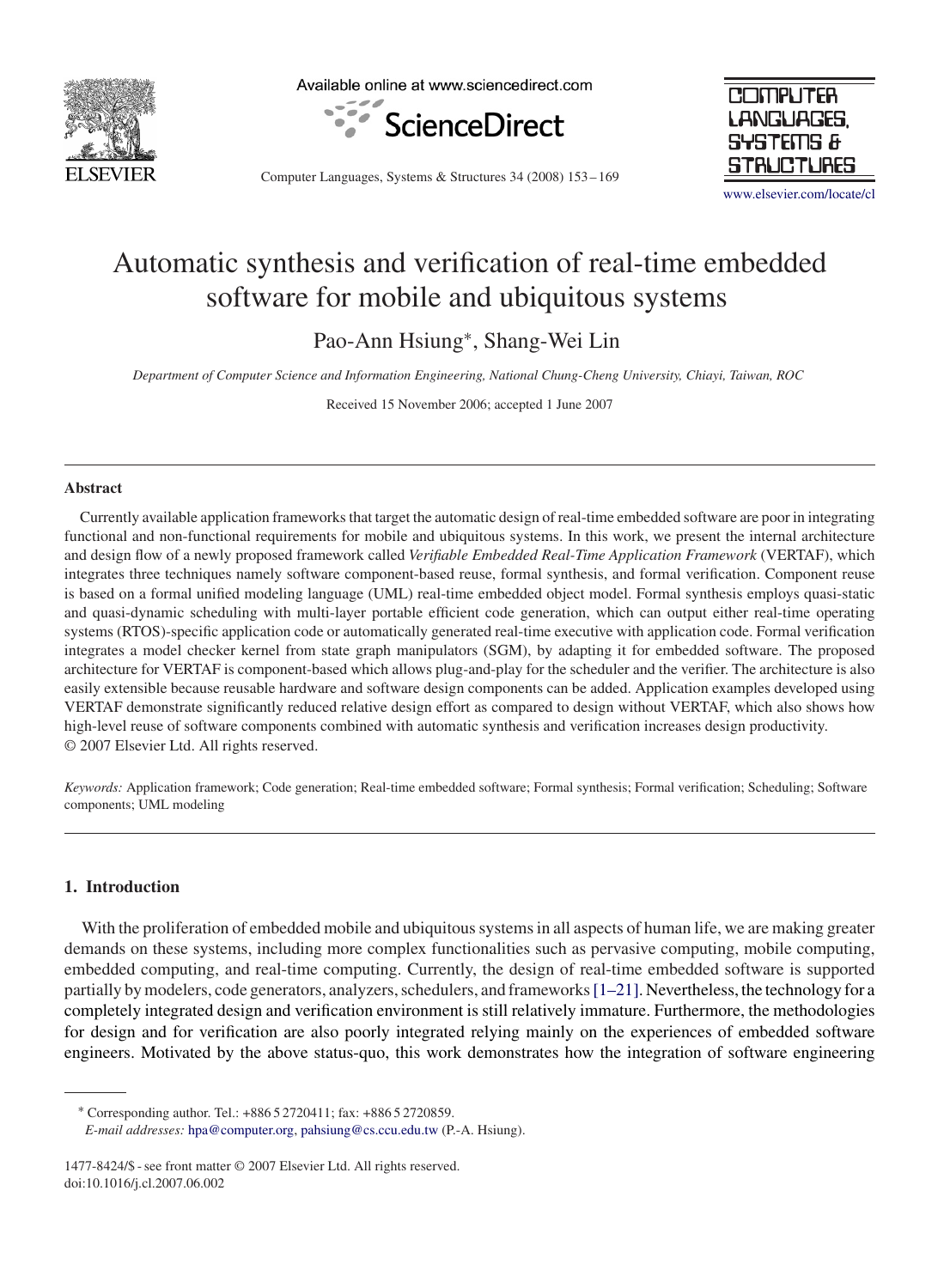# Automatic synthesis and verification of real-time embedded software for mobile and ubiquitous systems

Pao-Ann Hsiung*, Shang-Wei Lin

*Department of Computer Science and Information Engineering, National Chung-Cheng University, Chiayi, Taiwan, ROC*

Received 15 November 2006; accepted 1 June 2007

## Abstract

Currently available application frameworks that target the automatic design of real-time embedded software are poor in integrating functional and non-functional requirements for mobile and ubiquitous systems. In this work, we present the internal architecture and design flow of a newly proposed framework called *Verifiable Embedded Real-Time Application Framework* (VERTAF), which integrates three techniques namely software component-based reuse, formal synthesis, and formal verification. Component reuse is based on a formal unified modeling language (UML) real-time embedded object model. Formal synthesis employs quasi-static and quasi-dynamic scheduling with multi-layer portable efficient code generation, which can output either real-time operating systems (RTOS)-specific application code or automatically generated real-time executive with application code. Formal verification integrates a model checker kernel from state graph manipulators (SGM), by adapting it for embedded software. The proposed architecture for VERTAF is component-based which allows plug-and-play for the scheduler and the verifier. The architecture is also easily extensible because reusable hardware and software design components can be added. Application examples developed using VERTAF demonstrate significantly reduced relative design effort as compared to design without VERTAF, which also shows how high-level reuse of software components combined with automatic synthesis and verification increases design productivity.
© 2007 Elsevier Ltd. All rights reserved.

*Keywords:* Application framework; Code generation; Real-time embedded software; Formal synthesis; Formal verification; Scheduling; Software components; UML modeling

## 1. Introduction

With the proliferation of embedded mobile and ubiquitous systems in all aspects of human life, we are making greater demands on these systems, including more complex functionalities such as pervasive computing, mobile computing, embedded computing, and real-time computing. Currently, the design of real-time embedded software is supported partially by modelers, code generators, analyzers, schedulers, and frameworks [1–21]. Nevertheless, the technology for a completely integrated design and verification environment is still relatively immature. Furthermore, the methodologies for design and for verification are also poorly integrated relying mainly on the experiences of embedded software engineers. Motivated by the above status-quo, this work demonstrates how the integration of software engineering

* Corresponding author. Tel.: +886 5 2720411; fax: +886 5 2720859.
*E-mail addresses:* hpa@computer.org, pahsiung@cs.ccu.edu.tw (P.-A. Hsiung).

1477-8424/$ - see front matter © 2007 Elsevier Ltd. All rights reserved.
doi:10.1016/j.cl.2007.06.002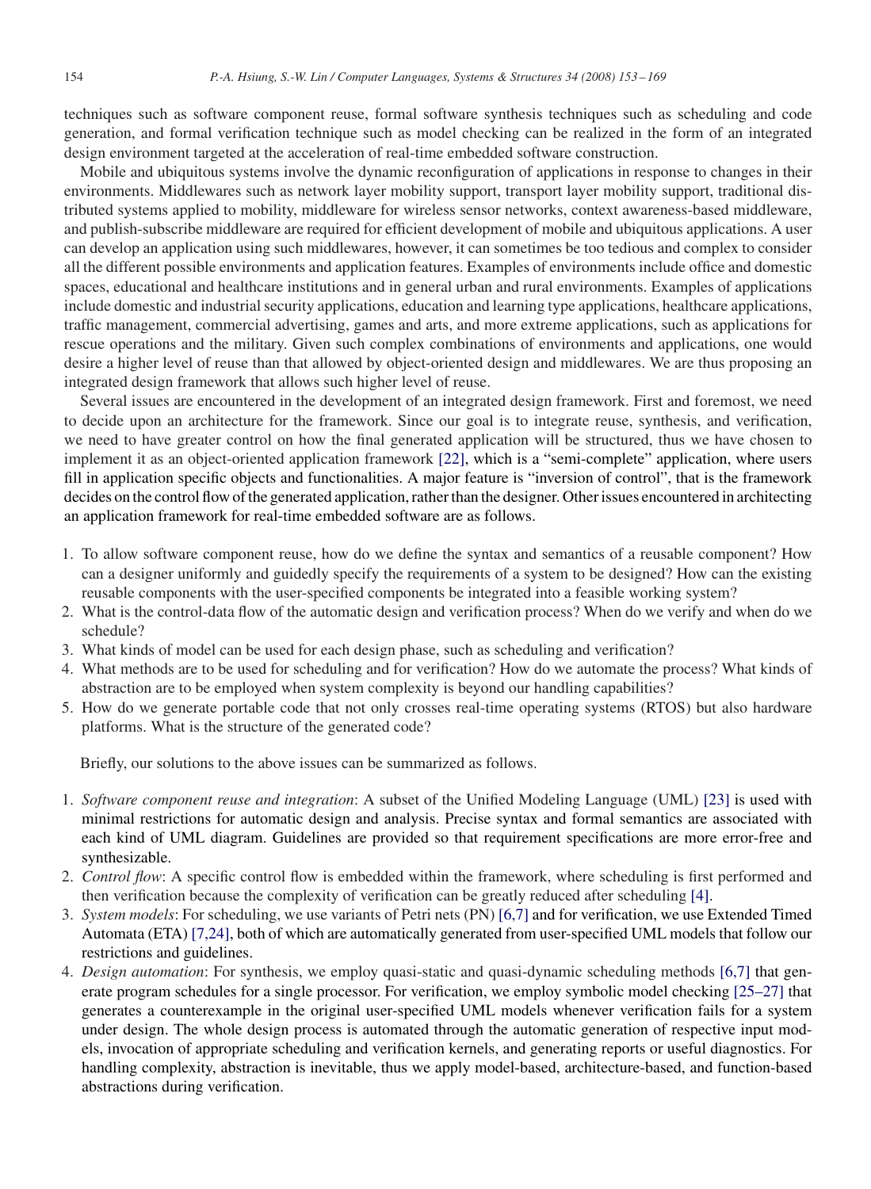techniques such as software component reuse, formal software synthesis techniques such as scheduling and code generation, and formal verification technique such as model checking can be realized in the form of an integrated design environment targeted at the acceleration of real-time embedded software construction.

Mobile and ubiquitous systems involve the dynamic reconfiguration of applications in response to changes in their environments. Middlewares such as network layer mobility support, transport layer mobility support, traditional distributed systems applied to mobility, middleware for wireless sensor networks, context awareness-based middleware, and publish-subscribe middleware are required for efficient development of mobile and ubiquitous applications. A user can develop an application using such middlewares, however, it can sometimes be too tedious and complex to consider all the different possible environments and application features. Examples of environments include office and domestic spaces, educational and healthcare institutions and in general urban and rural environments. Examples of applications include domestic and industrial security applications, education and learning type applications, healthcare applications, traffic management, commercial advertising, games and arts, and more extreme applications, such as applications for rescue operations and the military. Given such complex combinations of environments and applications, one would desire a higher level of reuse than that allowed by object-oriented design and middlewares. We are thus proposing an integrated design framework that allows such higher level of reuse.

Several issues are encountered in the development of an integrated design framework. First and foremost, we need to decide upon an architecture for the framework. Since our goal is to integrate reuse, synthesis, and verification, we need to have greater control on how the final generated application will be structured, thus we have chosen to implement it as an object-oriented application framework [22], which is a "semi-complete" application, where users fill in application specific objects and functionalities. A major feature is "inversion of control", that is the framework decides on the control flow of the generated application, rather than the designer. Other issues encountered in architecting an application framework for real-time embedded software are as follows.

1. To allow software component reuse, how do we define the syntax and semantics of a reusable component? How can a designer uniformly and guidedly specify the requirements of a system to be designed? How can the existing reusable components with the user-specified components be integrated into a feasible working system?
2. What is the control-data flow of the automatic design and verification process? When do we verify and when do we schedule?
3. What kinds of model can be used for each design phase, such as scheduling and verification?
4. What methods are to be used for scheduling and for verification? How do we automate the process? What kinds of abstraction are to be employed when system complexity is beyond our handling capabilities?
5. How do we generate portable code that not only crosses real-time operating systems (RTOS) but also hardware platforms. What is the structure of the generated code?

Briefly, our solutions to the above issues can be summarized as follows.

1. *Software component reuse and integration*: A subset of the Unified Modeling Language (UML) [23] is used with minimal restrictions for automatic design and analysis. Precise syntax and formal semantics are associated with each kind of UML diagram. Guidelines are provided so that requirement specifications are more error-free and synthesizable.
2. *Control flow*: A specific control flow is embedded within the framework, where scheduling is first performed and then verification because the complexity of verification can be greatly reduced after scheduling [4].
3. *System models*: For scheduling, we use variants of Petri nets (PN) [6,7] and for verification, we use Extended Timed Automata (ETA) [7,24], both of which are automatically generated from user-specified UML models that follow our restrictions and guidelines.
4. *Design automation*: For synthesis, we employ quasi-static and quasi-dynamic scheduling methods [6,7] that generate program schedules for a single processor. For verification, we employ symbolic model checking [25–27] that generates a counterexample in the original user-specified UML models whenever verification fails for a system under design. The whole design process is automated through the automatic generation of respective input models, invocation of appropriate scheduling and verification kernels, and generating reports or useful diagnostics. For handling complexity, abstraction is inevitable, thus we apply model-based, architecture-based, and function-based abstractions during verification.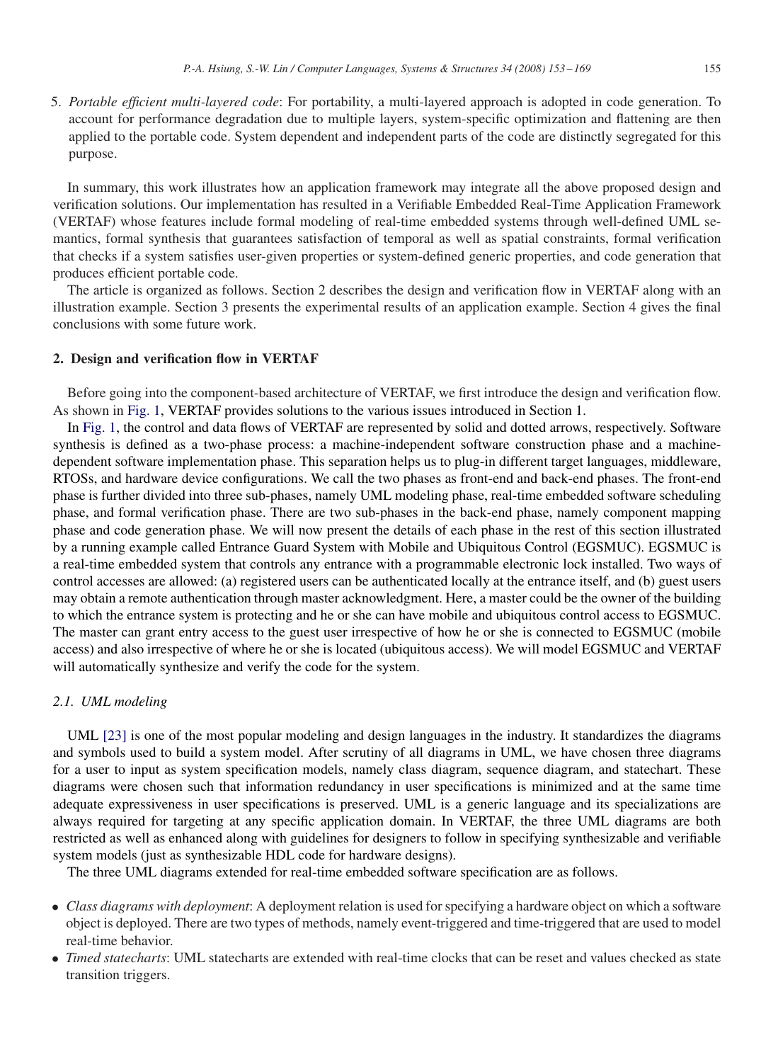5. *Portable efficient multi-layered code*: For portability, a multi-layered approach is adopted in code generation. To account for performance degradation due to multiple layers, system-specific optimization and flattening are then applied to the portable code. System dependent and independent parts of the code are distinctly segregated for this purpose.

In summary, this work illustrates how an application framework may integrate all the above proposed design and verification solutions. Our implementation has resulted in a Verifiable Embedded Real-Time Application Framework (VERTAF) whose features include formal modeling of real-time embedded systems through well-defined UML semantics, formal synthesis that guarantees satisfaction of temporal as well as spatial constraints, formal verification that checks if a system satisfies user-given properties or system-defined generic properties, and code generation that produces efficient portable code.

The article is organized as follows. Section 2 describes the design and verification flow in VERTAF along with an illustration example. Section 3 presents the experimental results of an application example. Section 4 gives the final conclusions with some future work.

## 2. Design and verification flow in VERTAF

Before going into the component-based architecture of VERTAF, we first introduce the design and verification flow. As shown in Fig. 1, VERTAF provides solutions to the various issues introduced in Section 1.

In Fig. 1, the control and data flows of VERTAF are represented by solid and dotted arrows, respectively. Software synthesis is defined as a two-phase process: a machine-independent software construction phase and a machine-dependent software implementation phase. This separation helps us to plug-in different target languages, middleware, RTOSs, and hardware device configurations. We call the two phases as front-end and back-end phases. The front-end phase is further divided into three sub-phases, namely UML modeling phase, real-time embedded software scheduling phase, and formal verification phase. There are two sub-phases in the back-end phase, namely component mapping phase and code generation phase. We will now present the details of each phase in the rest of this section illustrated by a running example called Entrance Guard System with Mobile and Ubiquitous Control (EGSMUC). EGSMUC is a real-time embedded system that controls any entrance with a programmable electronic lock installed. Two ways of control accesses are allowed: (a) registered users can be authenticated locally at the entrance itself, and (b) guest users may obtain a remote authentication through master acknowledgment. Here, a master could be the owner of the building to which the entrance system is protecting and he or she can have mobile and ubiquitous control access to EGSMUC. The master can grant entry access to the guest user irrespective of how he or she is connected to EGSMUC (mobile access) and also irrespective of where he or she is located (ubiquitous access). We will model EGSMUC and VERTAF will automatically synthesize and verify the code for the system.

### 2.1. UML modeling

UML [23] is one of the most popular modeling and design languages in the industry. It standardizes the diagrams and symbols used to build a system model. After scrutiny of all diagrams in UML, we have chosen three diagrams for a user to input as system specification models, namely class diagram, sequence diagram, and statechart. These diagrams were chosen such that information redundancy in user specifications is minimized and at the same time adequate expressiveness in user specifications is preserved. UML is a generic language and its specializations are always required for targeting at any specific application domain. In VERTAF, the three UML diagrams are both restricted as well as enhanced along with guidelines for designers to follow in specifying synthesizable and verifiable system models (just as synthesizable HDL code for hardware designs).

The three UML diagrams extended for real-time embedded software specification are as follows.

- *Class diagrams with deployment*: A deployment relation is used for specifying a hardware object on which a software object is deployed. There are two types of methods, namely event-triggered and time-triggered that are used to model real-time behavior.
- *Timed statecharts*: UML statecharts are extended with real-time clocks that can be reset and values checked as state transition triggers.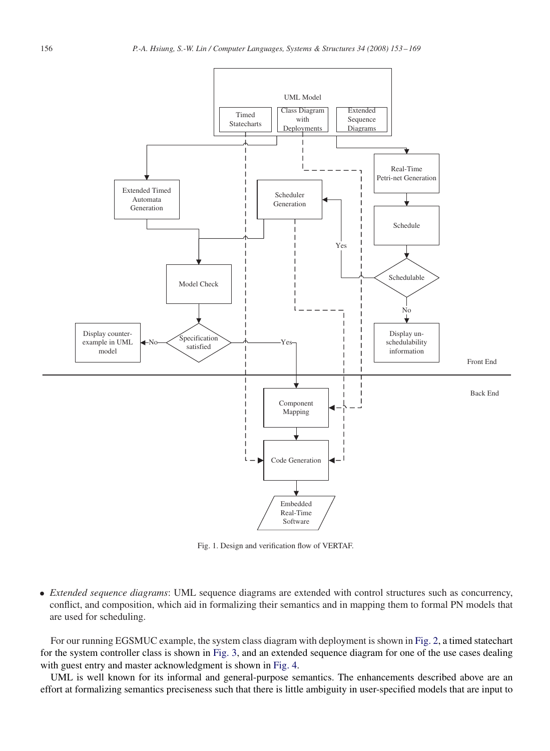Fig. 1. Design and verification flow of VERTAF.

- *Extended sequence diagrams*: UML sequence diagrams are extended with control structures such as concurrency, conflict, and composition, which aid in formalizing their semantics and in mapping them to formal PN models that are used for scheduling.

For our running EGSMUC example, the system class diagram with deployment is shown in Fig. 2, a timed statechart for the system controller class is shown in Fig. 3, and an extended sequence diagram for one of the use cases dealing with guest entry and master acknowledgment is shown in Fig. 4.

UML is well known for its informal and general-purpose semantics. The enhancements described above are an effort at formalizing semantics preciseness such that there is little ambiguity in user-specified models that are input to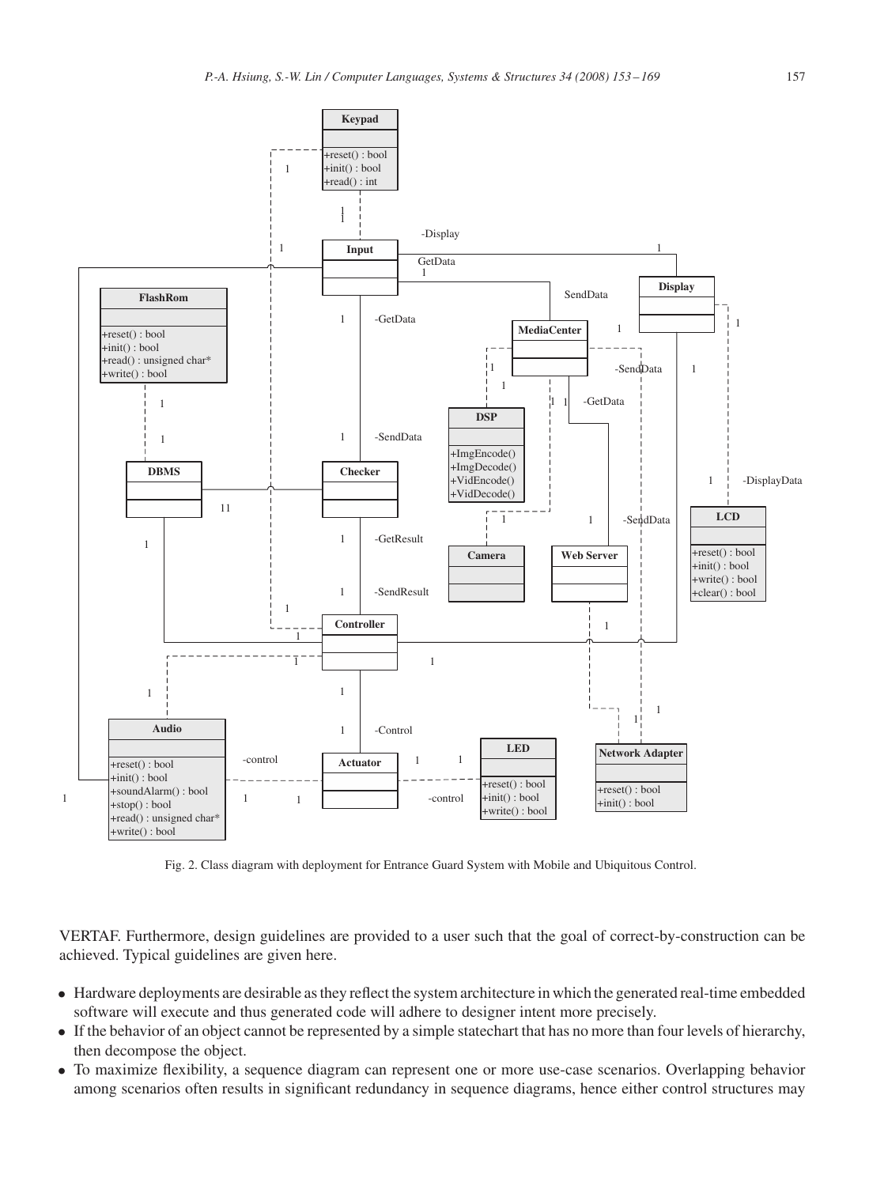Fig. 2. Class diagram with deployment for Entrance Guard System with Mobile and Ubiquitous Control.

VERTAF. Furthermore, design guidelines are provided to a user such that the goal of correct-by-construction can be achieved. Typical guidelines are given here.

- Hardware deployments are desirable as they reflect the system architecture in which the generated real-time embedded software will execute and thus generated code will adhere to designer intent more precisely.
- If the behavior of an object cannot be represented by a simple statechart that has no more than four levels of hierarchy, then decompose the object.
- To maximize flexibility, a sequence diagram can represent one or more use-case scenarios. Overlapping behavior among scenarios often results in significant redundancy in sequence diagrams, hence either control structures may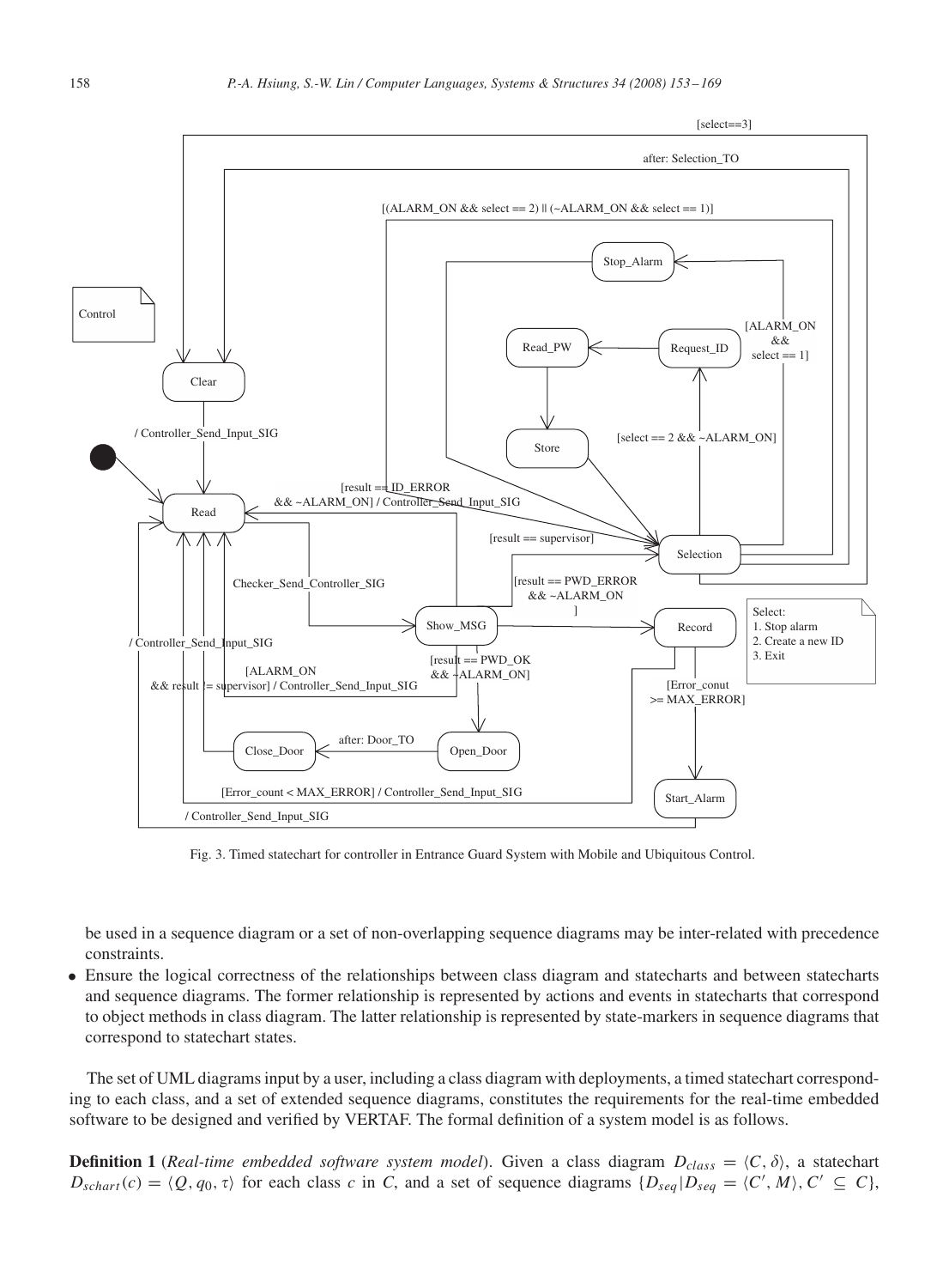Fig. 3. Timed statechart for controller in Entrance Guard System with Mobile and Ubiquitous Control.

be used in a sequence diagram or a set of non-overlapping sequence diagrams may be inter-related with precedence constraints.

- Ensure the logical correctness of the relationships between class diagram and statecharts and between statecharts and sequence diagrams. The former relationship is represented by actions and events in statecharts that correspond to object methods in class diagram. The latter relationship is represented by state-markers in sequence diagrams that correspond to statechart states.

The set of UML diagrams input by a user, including a class diagram with deployments, a timed statechart corresponding to each class, and a set of extended sequence diagrams, constitutes the requirements for the real-time embedded software to be designed and verified by VERTAF. The formal definition of a system model is as follows.

**Definition 1** (*Real-time embedded software system model*). Given a class diagram $D_{class} = \langle C, \delta \rangle$, a statechart $D_{schart}(c) = \langle Q, q_0, \tau \rangle$ for each class $c$ in $C$, and a set of sequence diagrams $\{D_{seq} | D_{seq} = \langle C', M \rangle, C' \subseteq C\}$,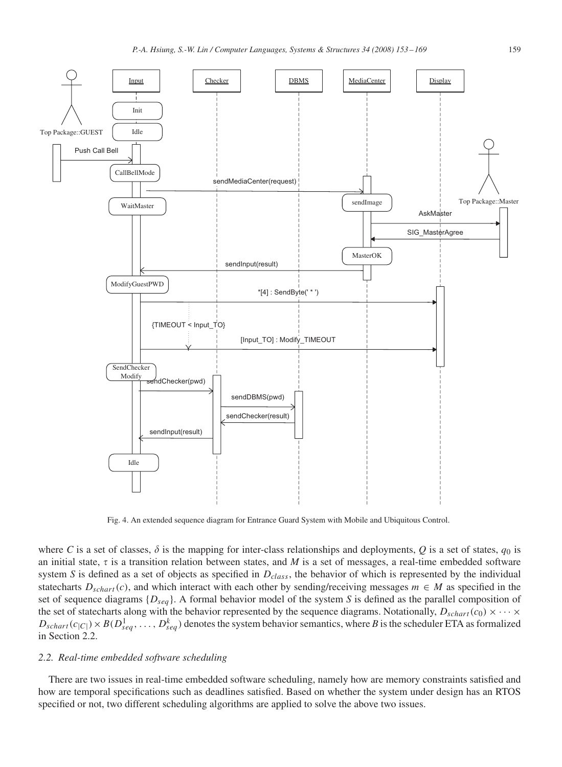Fig. 4. An extended sequence diagram for Entrance Guard System with Mobile and Ubiquitous Control.

where $C$ is a set of classes, $\delta$ is the mapping for inter-class relationships and deployments, $Q$ is a set of states, $q_0$ is an initial state, $\tau$ is a transition relation between states, and $M$ is a set of messages, a real-time embedded software system $S$ is defined as a set of objects as specified in $D_{class}$, the behavior of which is represented by the individual statecharts $D_{schart}(c)$, and which interact with each other by sending/receiving messages $m \in M$ as specified in the set of sequence diagrams $\{D_{seq}\}$. A formal behavior model of the system $S$ is defined as the parallel composition of the set of statecharts along with the behavior represented by the sequence diagrams. Notationally, $D_{schart}(c_0) \times \cdots \times D_{schart}(c_{|C|}) \times B(D^1_{seq}, \ldots, D^k_{seq})$ denotes the system behavior semantics, where $B$ is the scheduler ETA as formalized in Section 2.2.

### 2.2. Real-time embedded software scheduling

There are two issues in real-time embedded software scheduling, namely how are memory constraints satisfied and how are temporal specifications such as deadlines satisfied. Based on whether the system under design has an RTOS specified or not, two different scheduling algorithms are applied to solve the above two issues.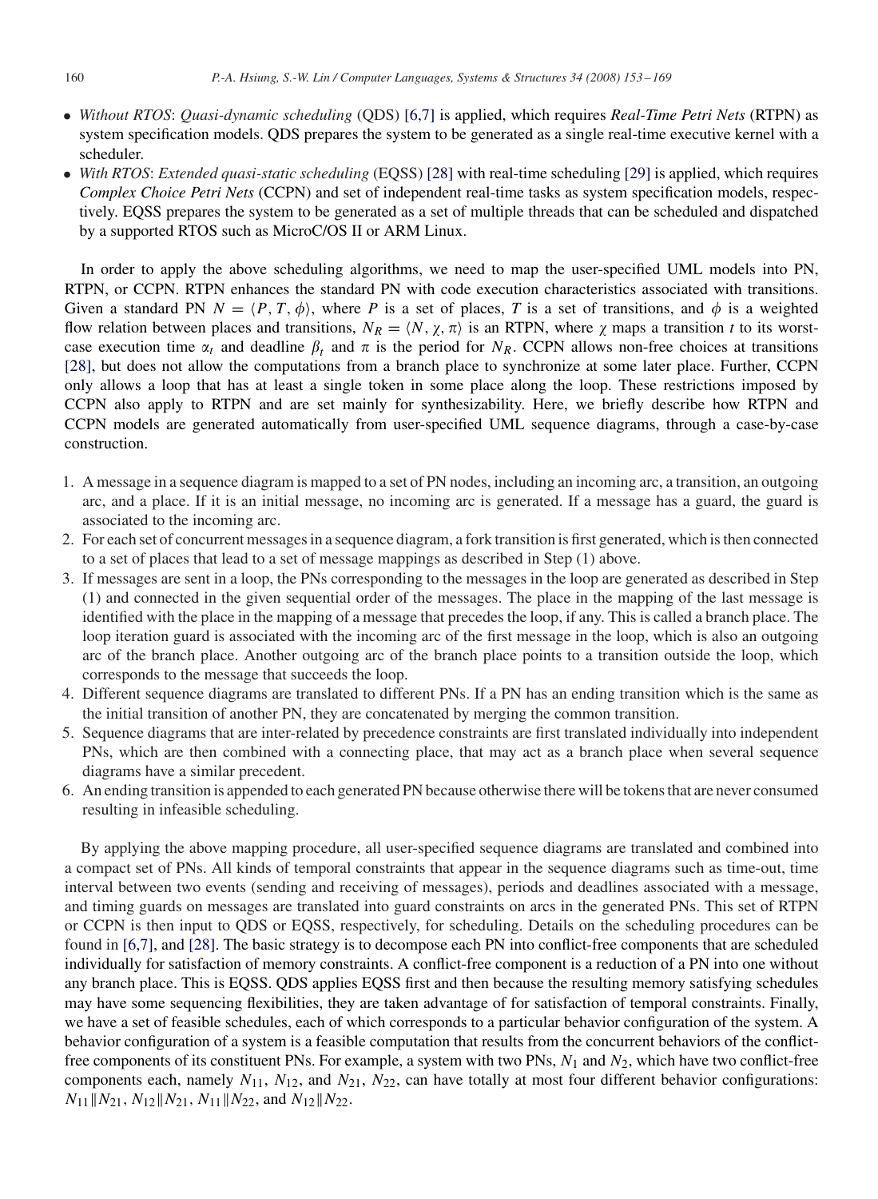- *Without RTOS*: *Quasi-dynamic scheduling* (QDS) [6,7] is applied, which requires *Real-Time Petri Nets* (RTPN) as system specification models. QDS prepares the system to be generated as a single real-time executive kernel with a scheduler.
- *With RTOS*: *Extended quasi-static scheduling* (EQSS) [28] with real-time scheduling [29] is applied, which requires *Complex Choice Petri Nets* (CCPN) and set of independent real-time tasks as system specification models, respectively. EQSS prepares the system to be generated as a set of multiple threads that can be scheduled and dispatched by a supported RTOS such as MicroC/OS II or ARM Linux.

In order to apply the above scheduling algorithms, we need to map the user-specified UML models into PN, RTPN, or CCPN. RTPN enhances the standard PN with code execution characteristics associated with transitions. Given a standard PN $N = \langle P, T, \phi \rangle$, where $P$ is a set of places, $T$ is a set of transitions, and $\phi$ is a weighted flow relation between places and transitions, $N_R = \langle N, \chi, \pi \rangle$ is an RTPN, where $\chi$ maps a transition $t$ to its worst-case execution time $\alpha_t$ and deadline $\beta_t$ and $\pi$ is the period for $N_R$. CCPN allows non-free choices at transitions [28], but does not allow the computations from a branch place to synchronize at some later place. Further, CCPN only allows a loop that has at least a single token in some place along the loop. These restrictions imposed by CCPN also apply to RTPN and are set mainly for synthesizability. Here, we briefly describe how RTPN and CCPN models are generated automatically from user-specified UML sequence diagrams, through a case-by-case construction.

1. A message in a sequence diagram is mapped to a set of PN nodes, including an incoming arc, a transition, an outgoing arc, and a place. If it is an initial message, no incoming arc is generated. If a message has a guard, the guard is associated to the incoming arc.
2. For each set of concurrent messages in a sequence diagram, a fork transition is first generated, which is then connected to a set of places that lead to a set of message mappings as described in Step (1) above.
3. If messages are sent in a loop, the PNs corresponding to the messages in the loop are generated as described in Step (1) and connected in the given sequential order of the messages. The place in the mapping of the last message is identified with the place in the mapping of a message that precedes the loop, if any. This is called a branch place. The loop iteration guard is associated with the incoming arc of the first message in the loop, which is also an outgoing arc of the branch place. Another outgoing arc of the branch place points to a transition outside the loop, which corresponds to the message that succeeds the loop.
4. Different sequence diagrams are translated to different PNs. If a PN has an ending transition which is the same as the initial transition of another PN, they are concatenated by merging the common transition.
5. Sequence diagrams that are inter-related by precedence constraints are first translated individually into independent PNs, which are then combined with a connecting place, that may act as a branch place when several sequence diagrams have a similar precedent.
6. An ending transition is appended to each generated PN because otherwise there will be tokens that are never consumed resulting in infeasible scheduling.

By applying the above mapping procedure, all user-specified sequence diagrams are translated and combined into a compact set of PNs. All kinds of temporal constraints that appear in the sequence diagrams such as time-out, time interval between two events (sending and receiving of messages), periods and deadlines associated with a message, and timing guards on messages are translated into guard constraints on arcs in the generated PNs. This set of RTPN or CCPN is then input to QDS or EQSS, respectively, for scheduling. Details on the scheduling procedures can be found in [6,7], and [28]. The basic strategy is to decompose each PN into conflict-free components that are scheduled individually for satisfaction of memory constraints. A conflict-free component is a reduction of a PN into one without any branch place. This is EQSS. QDS applies EQSS first and then because the resulting memory satisfying schedules may have some sequencing flexibilities, they are taken advantage of for satisfaction of temporal constraints. Finally, we have a set of feasible schedules, each of which corresponds to a particular behavior configuration of the system. A behavior configuration of a system is a feasible computation that results from the concurrent behaviors of the conflict-free components of its constituent PNs. For example, a system with two PNs, $N_1$ and $N_2$, which have two conflict-free components each, namely $N_{11}$, $N_{12}$, and $N_{21}$, $N_{22}$, can have totally at most four different behavior configurations: $N_{11} \| N_{21}$, $N_{12} \| N_{21}$, $N_{11} \| N_{22}$, and $N_{12} \| N_{22}$.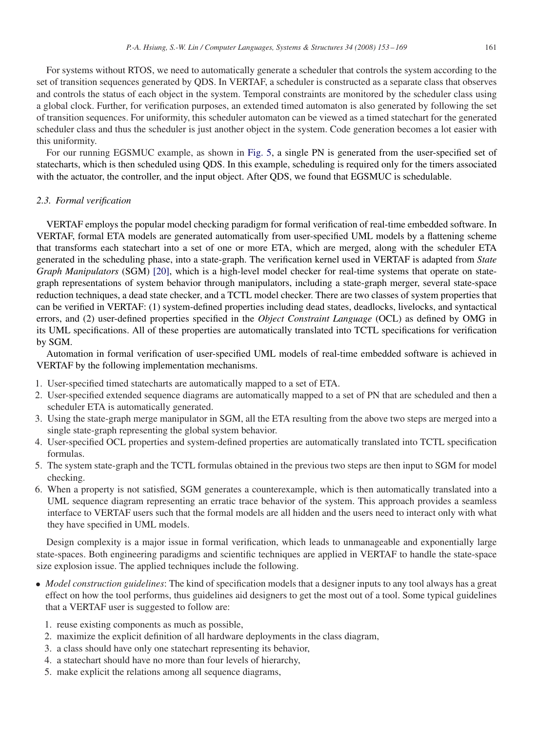For systems without RTOS, we need to automatically generate a scheduler that controls the system according to the set of transition sequences generated by QDS. In VERTAF, a scheduler is constructed as a separate class that observes and controls the status of each object in the system. Temporal constraints are monitored by the scheduler class using a global clock. Further, for verification purposes, an extended timed automaton is also generated by following the set of transition sequences. For uniformity, this scheduler automaton can be viewed as a timed statechart for the generated scheduler class and thus the scheduler is just another object in the system. Code generation becomes a lot easier with this uniformity.

For our running EGSMUC example, as shown in Fig. 5, a single PN is generated from the user-specified set of statecharts, which is then scheduled using QDS. In this example, scheduling is required only for the timers associated with the actuator, the controller, and the input object. After QDS, we found that EGSMUC is schedulable.

### 2.3. Formal verification

VERTAF employs the popular model checking paradigm for formal verification of real-time embedded software. In VERTAF, formal ETA models are generated automatically from user-specified UML models by a flattening scheme that transforms each statechart into a set of one or more ETA, which are merged, along with the scheduler ETA generated in the scheduling phase, into a state-graph. The verification kernel used in VERTAF is adapted from *State Graph Manipulators* (SGM) [20], which is a high-level model checker for real-time systems that operate on state-graph representations of system behavior through manipulators, including a state-graph merger, several state-space reduction techniques, a dead state checker, and a TCTL model checker. There are two classes of system properties that can be verified in VERTAF: (1) system-defined properties including dead states, deadlocks, livelocks, and syntactical errors, and (2) user-defined properties specified in the *Object Constraint Language* (OCL) as defined by OMG in its UML specifications. All of these properties are automatically translated into TCTL specifications for verification by SGM.

Automation in formal verification of user-specified UML models of real-time embedded software is achieved in VERTAF by the following implementation mechanisms.

1. User-specified timed statecharts are automatically mapped to a set of ETA.
2. User-specified extended sequence diagrams are automatically mapped to a set of PN that are scheduled and then a scheduler ETA is automatically generated.
3. Using the state-graph merge manipulator in SGM, all the ETA resulting from the above two steps are merged into a single state-graph representing the global system behavior.
4. User-specified OCL properties and system-defined properties are automatically translated into TCTL specification formulas.
5. The system state-graph and the TCTL formulas obtained in the previous two steps are then input to SGM for model checking.
6. When a property is not satisfied, SGM generates a counterexample, which is then automatically translated into a UML sequence diagram representing an erratic trace behavior of the system. This approach provides a seamless interface to VERTAF users such that the formal models are all hidden and the users need to interact only with what they have specified in UML models.

Design complexity is a major issue in formal verification, which leads to unmanageable and exponentially large state-spaces. Both engineering paradigms and scientific techniques are applied in VERTAF to handle the state-space size explosion issue. The applied techniques include the following.

- *Model construction guidelines*: The kind of specification models that a designer inputs to any tool always has a great effect on how the tool performs, thus guidelines aid designers to get the most out of a tool. Some typical guidelines that a VERTAF user is suggested to follow are:
  1. reuse existing components as much as possible,
  2. maximize the explicit definition of all hardware deployments in the class diagram,
  3. a class should have only one statechart representing its behavior,
  4. a statechart should have no more than four levels of hierarchy,
  5. make explicit the relations among all sequence diagrams,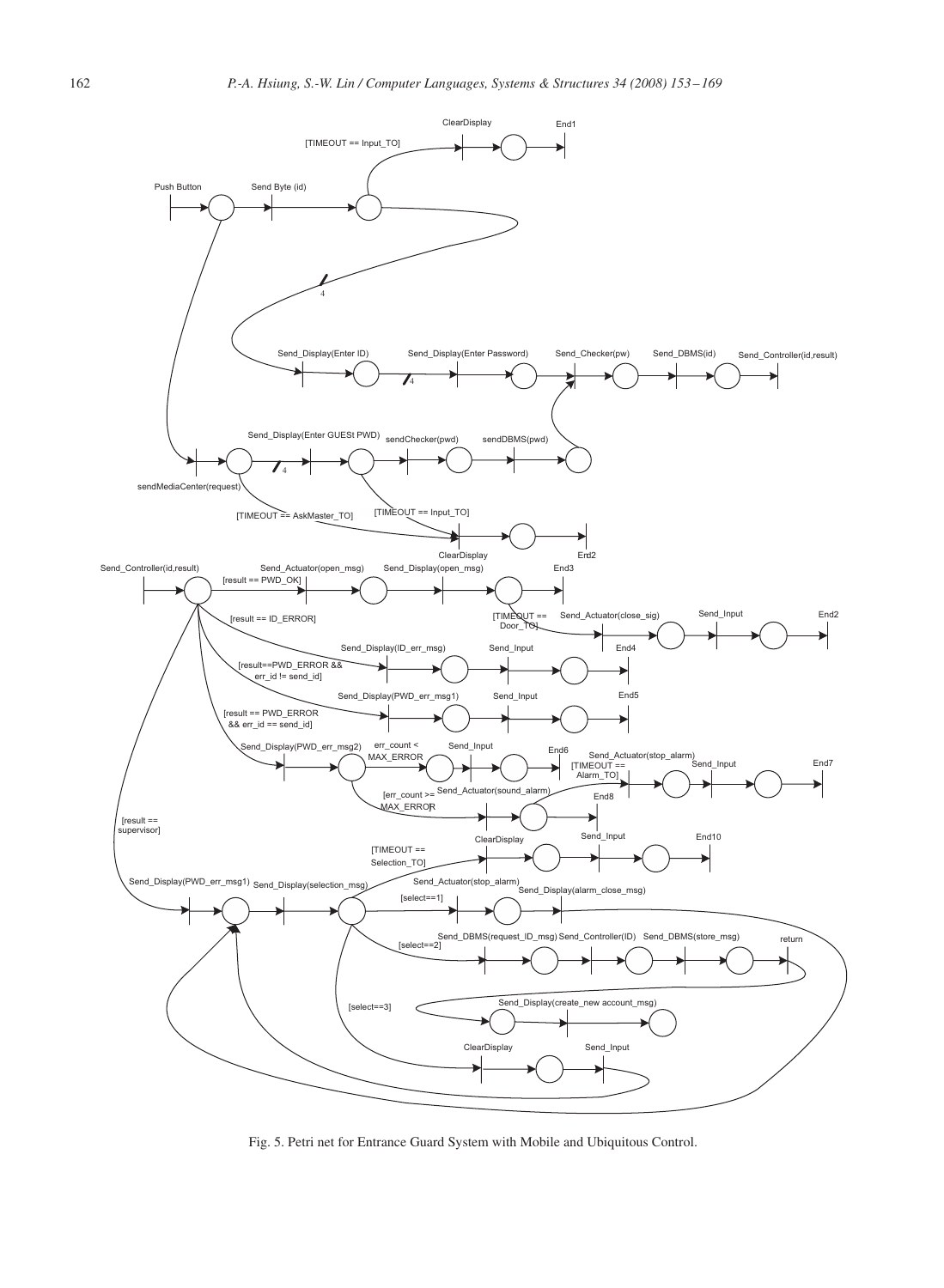Fig. 5. Petri net for Entrance Guard System with Mobile and Ubiquitous Control.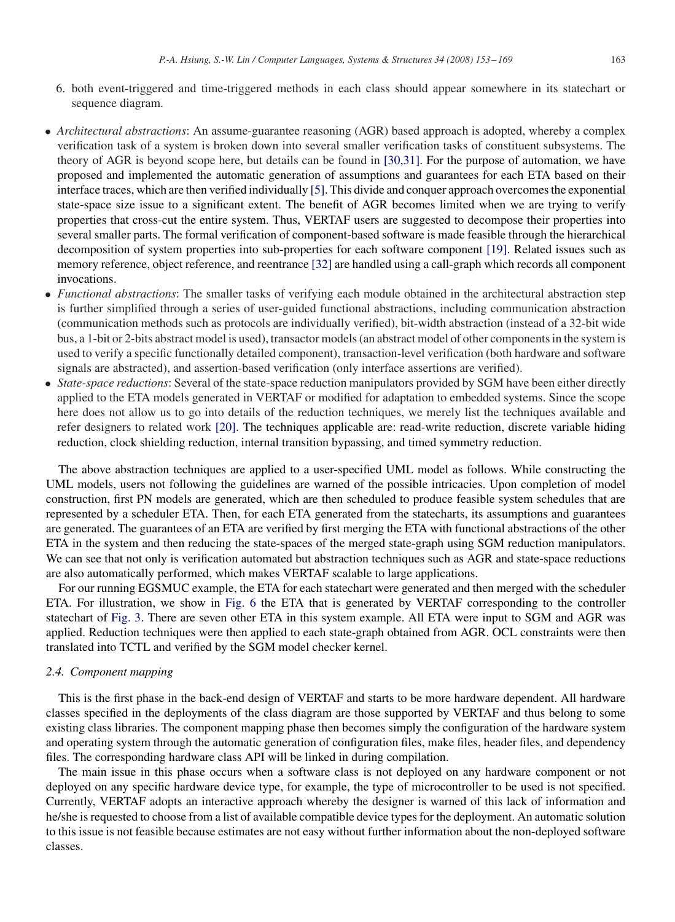6. both event-triggered and time-triggered methods in each class should appear somewhere in its statechart or sequence diagram.

- *Architectural abstractions*: An assume-guarantee reasoning (AGR) based approach is adopted, whereby a complex verification task of a system is broken down into several smaller verification tasks of constituent subsystems. The theory of AGR is beyond scope here, but details can be found in [30,31]. For the purpose of automation, we have proposed and implemented the automatic generation of assumptions and guarantees for each ETA based on their interface traces, which are then verified individually [5]. This divide and conquer approach overcomes the exponential state-space size issue to a significant extent. The benefit of AGR becomes limited when we are trying to verify properties that cross-cut the entire system. Thus, VERTAF users are suggested to decompose their properties into several smaller parts. The formal verification of component-based software is made feasible through the hierarchical decomposition of system properties into sub-properties for each software component [19]. Related issues such as memory reference, object reference, and reentrance [32] are handled using a call-graph which records all component invocations.
- *Functional abstractions*: The smaller tasks of verifying each module obtained in the architectural abstraction step is further simplified through a series of user-guided functional abstractions, including communication abstraction (communication methods such as protocols are individually verified), bit-width abstraction (instead of a 32-bit wide bus, a 1-bit or 2-bits abstract model is used), transactor models (an abstract model of other components in the system is used to verify a specific functionally detailed component), transaction-level verification (both hardware and software signals are abstracted), and assertion-based verification (only interface assertions are verified).
- *State-space reductions*: Several of the state-space reduction manipulators provided by SGM have been either directly applied to the ETA models generated in VERTAF or modified for adaptation to embedded systems. Since the scope here does not allow us to go into details of the reduction techniques, we merely list the techniques available and refer designers to related work [20]. The techniques applicable are: read-write reduction, discrete variable hiding reduction, clock shielding reduction, internal transition bypassing, and timed symmetry reduction.

The above abstraction techniques are applied to a user-specified UML model as follows. While constructing the UML models, users not following the guidelines are warned of the possible intricacies. Upon completion of model construction, first PN models are generated, which are then scheduled to produce feasible system schedules that are represented by a scheduler ETA. Then, for each ETA generated from the statecharts, its assumptions and guarantees are generated. The guarantees of an ETA are verified by first merging the ETA with functional abstractions of the other ETA in the system and then reducing the state-spaces of the merged state-graph using SGM reduction manipulators. We can see that not only is verification automated but abstraction techniques such as AGR and state-space reductions are also automatically performed, which makes VERTAF scalable to large applications.

For our running EGSMUC example, the ETA for each statechart were generated and then merged with the scheduler ETA. For illustration, we show in Fig. 6 the ETA that is generated by VERTAF corresponding to the controller statechart of Fig. 3. There are seven other ETA in this system example. All ETA were input to SGM and AGR was applied. Reduction techniques were then applied to each state-graph obtained from AGR. OCL constraints were then translated into TCTL and verified by the SGM model checker kernel.

### 2.4. Component mapping

This is the first phase in the back-end design of VERTAF and starts to be more hardware dependent. All hardware classes specified in the deployments of the class diagram are those supported by VERTAF and thus belong to some existing class libraries. The component mapping phase then becomes simply the configuration of the hardware system and operating system through the automatic generation of configuration files, make files, header files, and dependency files. The corresponding hardware class API will be linked in during compilation.

The main issue in this phase occurs when a software class is not deployed on any hardware component or not deployed on any specific hardware device type, for example, the type of microcontroller to be used is not specified. Currently, VERTAF adopts an interactive approach whereby the designer is warned of this lack of information and he/she is requested to choose from a list of available compatible device types for the deployment. An automatic solution to this issue is not feasible because estimates are not easy without further information about the non-deployed software classes.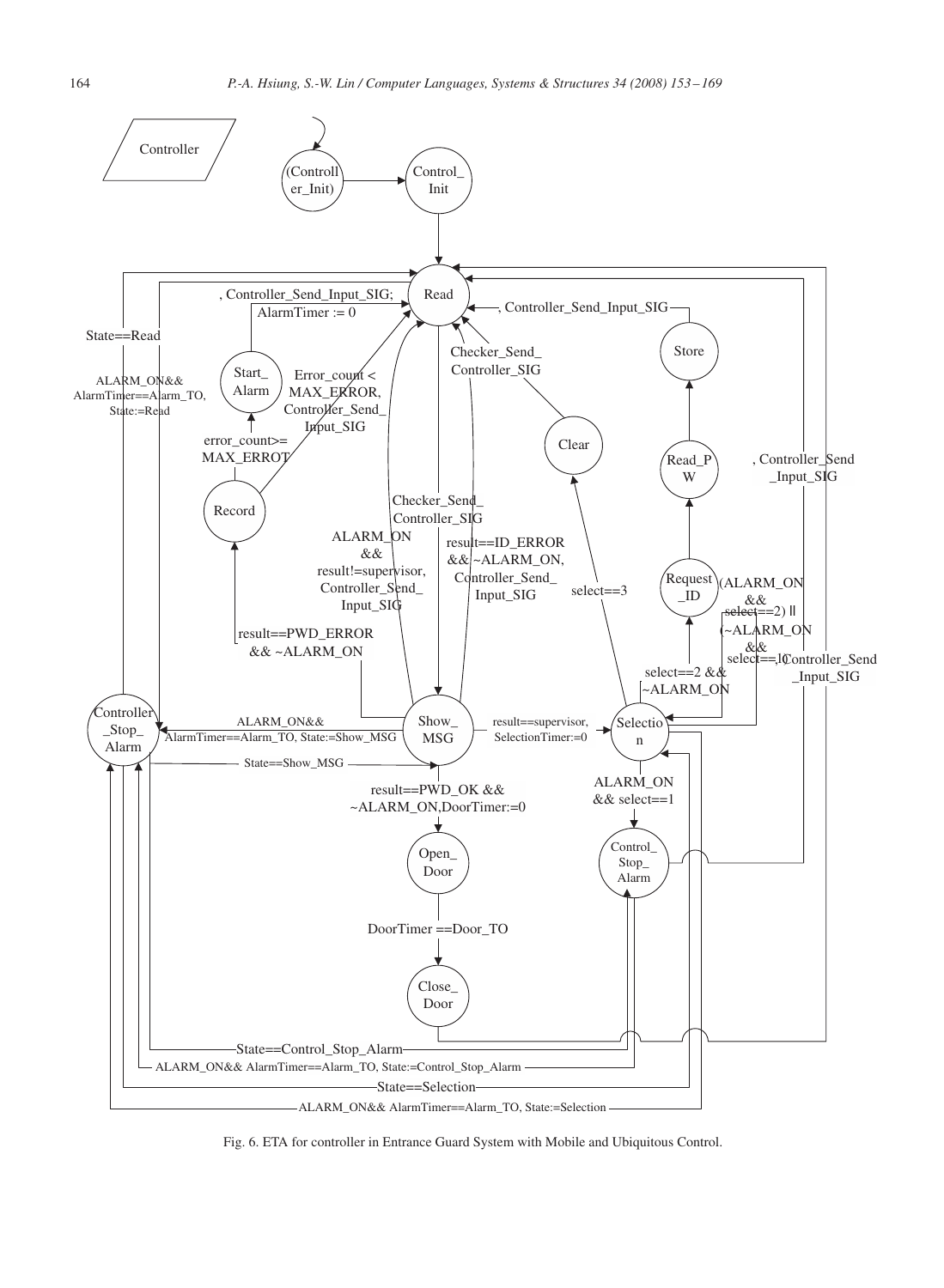Fig. 6. ETA for controller in Entrance Guard System with Mobile and Ubiquitous Control.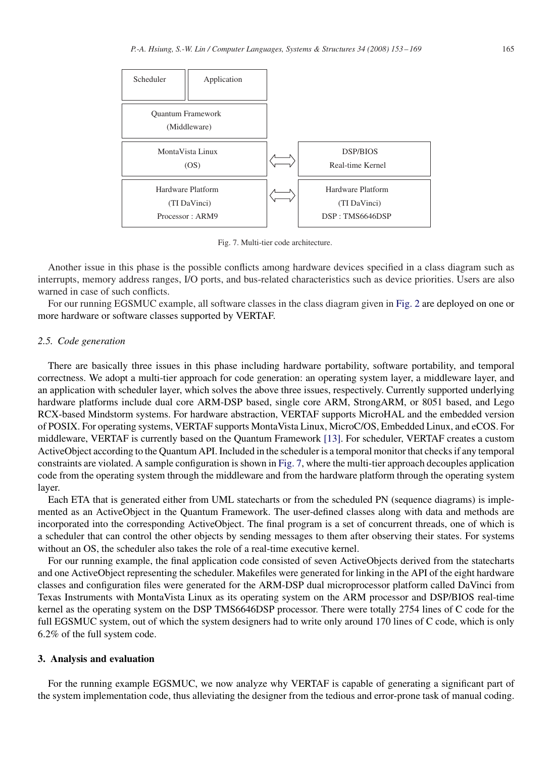| Scheduler | Application | | |
|---|---|---|---|
| Quantum Framework (Middleware) | | | |
| MontaVista Linux (OS) | | ⟺ | DSP/BIOS Real-time Kernel |
| Hardware Platform (TI DaVinci) Processor : ARM9 | | ⟺ | Hardware Platform (TI DaVinci) DSP : TMS6646DSP |

Fig. 7. Multi-tier code architecture.

Another issue in this phase is the possible conflicts among hardware devices specified in a class diagram such as interrupts, memory address ranges, I/O ports, and bus-related characteristics such as device priorities. Users are also warned in case of such conflicts.

For our running EGSMUC example, all software classes in the class diagram given in Fig. 2 are deployed on one or more hardware or software classes supported by VERTAF.

### *2.5. Code generation*

There are basically three issues in this phase including hardware portability, software portability, and temporal correctness. We adopt a multi-tier approach for code generation: an operating system layer, a middleware layer, and an application with scheduler layer, which solves the above three issues, respectively. Currently supported underlying hardware platforms include dual core ARM-DSP based, single core ARM, StrongARM, or 8051 based, and Lego RCX-based Mindstorm systems. For hardware abstraction, VERTAF supports MicroHAL and the embedded version of POSIX. For operating systems, VERTAF supports MontaVista Linux, MicroC/OS, Embedded Linux, and eCOS. For middleware, VERTAF is currently based on the Quantum Framework [13]. For scheduler, VERTAF creates a custom ActiveObject according to the Quantum API. Included in the scheduler is a temporal monitor that checks if any temporal constraints are violated. A sample configuration is shown in Fig. 7, where the multi-tier approach decouples application code from the operating system through the middleware and from the hardware platform through the operating system layer.

Each ETA that is generated either from UML statecharts or from the scheduled PN (sequence diagrams) is implemented as an ActiveObject in the Quantum Framework. The user-defined classes along with data and methods are incorporated into the corresponding ActiveObject. The final program is a set of concurrent threads, one of which is a scheduler that can control the other objects by sending messages to them after observing their states. For systems without an OS, the scheduler also takes the role of a real-time executive kernel.

For our running example, the final application code consisted of seven ActiveObjects derived from the statecharts and one ActiveObject representing the scheduler. Makefiles were generated for linking in the API of the eight hardware classes and configuration files were generated for the ARM-DSP dual microprocessor platform called DaVinci from Texas Instruments with MontaVista Linux as its operating system on the ARM processor and DSP/BIOS real-time kernel as the operating system on the DSP TMS6646DSP processor. There were totally 2754 lines of C code for the full EGSMUC system, out of which the system designers had to write only around 170 lines of C code, which is only 6.2% of the full system code.

## 3. Analysis and evaluation

For the running example EGSMUC, we now analyze why VERTAF is capable of generating a significant part of the system implementation code, thus alleviating the designer from the tedious and error-prone task of manual coding.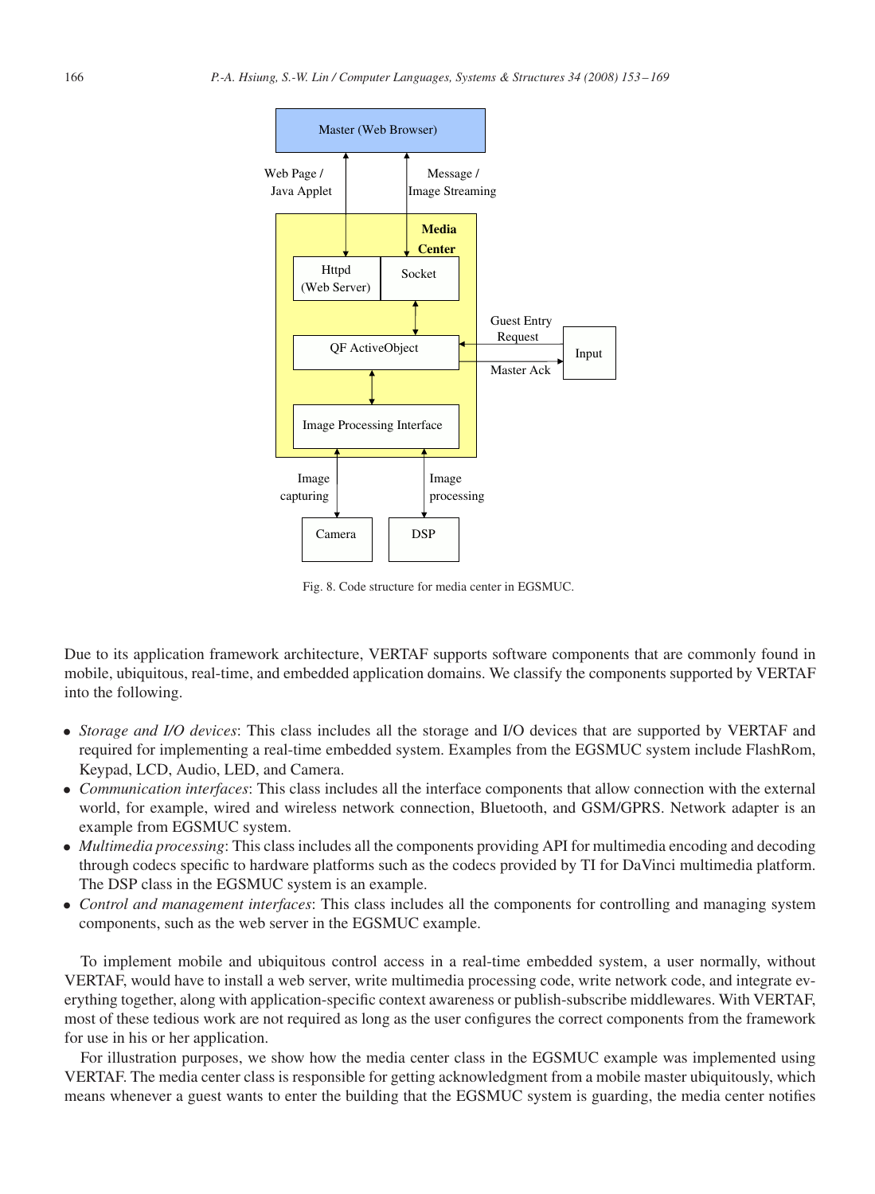Fig. 8. Code structure for media center in EGSMUC.

Due to its application framework architecture, VERTAF supports software components that are commonly found in mobile, ubiquitous, real-time, and embedded application domains. We classify the components supported by VERTAF into the following.

- *Storage and I/O devices*: This class includes all the storage and I/O devices that are supported by VERTAF and required for implementing a real-time embedded system. Examples from the EGSMUC system include FlashRom, Keypad, LCD, Audio, LED, and Camera.
- *Communication interfaces*: This class includes all the interface components that allow connection with the external world, for example, wired and wireless network connection, Bluetooth, and GSM/GPRS. Network adapter is an example from EGSMUC system.
- *Multimedia processing*: This class includes all the components providing API for multimedia encoding and decoding through codecs specific to hardware platforms such as the codecs provided by TI for DaVinci multimedia platform. The DSP class in the EGSMUC system is an example.
- *Control and management interfaces*: This class includes all the components for controlling and managing system components, such as the web server in the EGSMUC example.

To implement mobile and ubiquitous control access in a real-time embedded system, a user normally, without VERTAF, would have to install a web server, write multimedia processing code, write network code, and integrate everything together, along with application-specific context awareness or publish-subscribe middlewares. With VERTAF, most of these tedious work are not required as long as the user configures the correct components from the framework for use in his or her application.

For illustration purposes, we show how the media center class in the EGSMUC example was implemented using VERTAF. The media center class is responsible for getting acknowledgment from a mobile master ubiquitously, which means whenever a guest wants to enter the building that the EGSMUC system is guarding, the media center notifies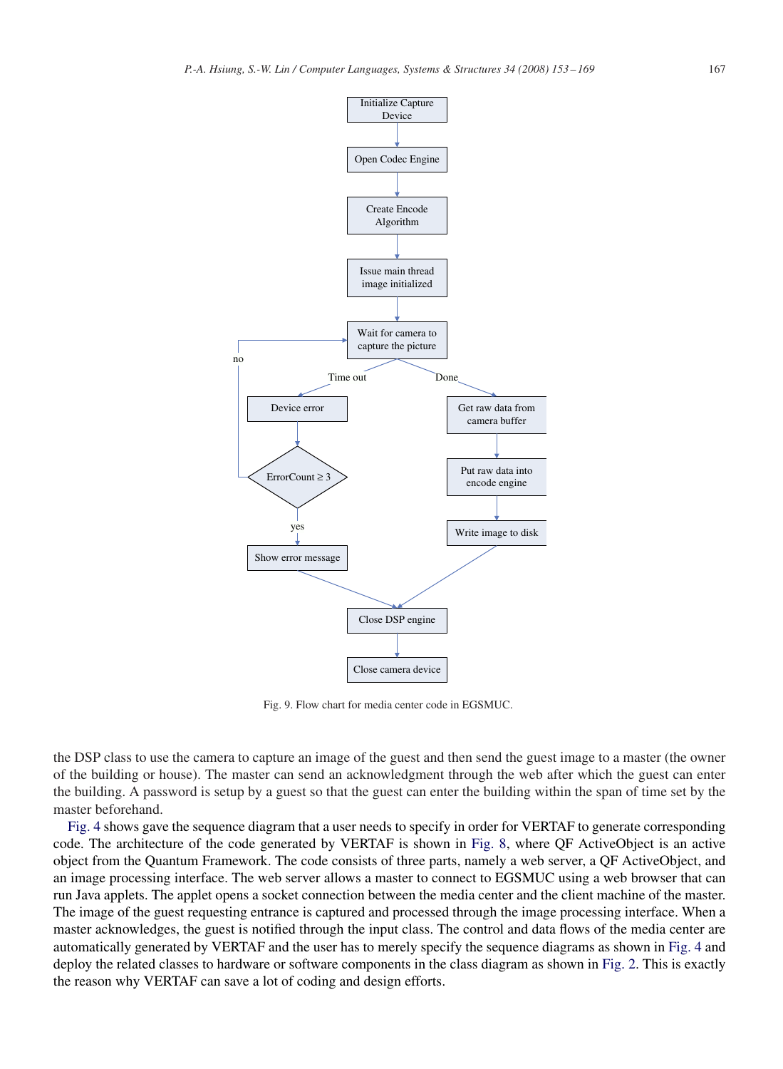Fig. 9. Flow chart for media center code in EGSMUC.

the DSP class to use the camera to capture an image of the guest and then send the guest image to a master (the owner of the building or house). The master can send an acknowledgment through the web after which the guest can enter the building. A password is setup by a guest so that the guest can enter the building within the span of time set by the master beforehand.

Fig. 4 shows gave the sequence diagram that a user needs to specify in order for VERTAF to generate corresponding code. The architecture of the code generated by VERTAF is shown in Fig. 8, where QF ActiveObject is an active object from the Quantum Framework. The code consists of three parts, namely a web server, a QF ActiveObject, and an image processing interface. The web server allows a master to connect to EGSMUC using a web browser that can run Java applets. The applet opens a socket connection between the media center and the client machine of the master. The image of the guest requesting entrance is captured and processed through the image processing interface. When a master acknowledges, the guest is notified through the input class. The control and data flows of the media center are automatically generated by VERTAF and the user has to merely specify the sequence diagrams as shown in Fig. 4 and deploy the related classes to hardware or software components in the class diagram as shown in Fig. 2. This is exactly the reason why VERTAF can save a lot of coding and design efforts.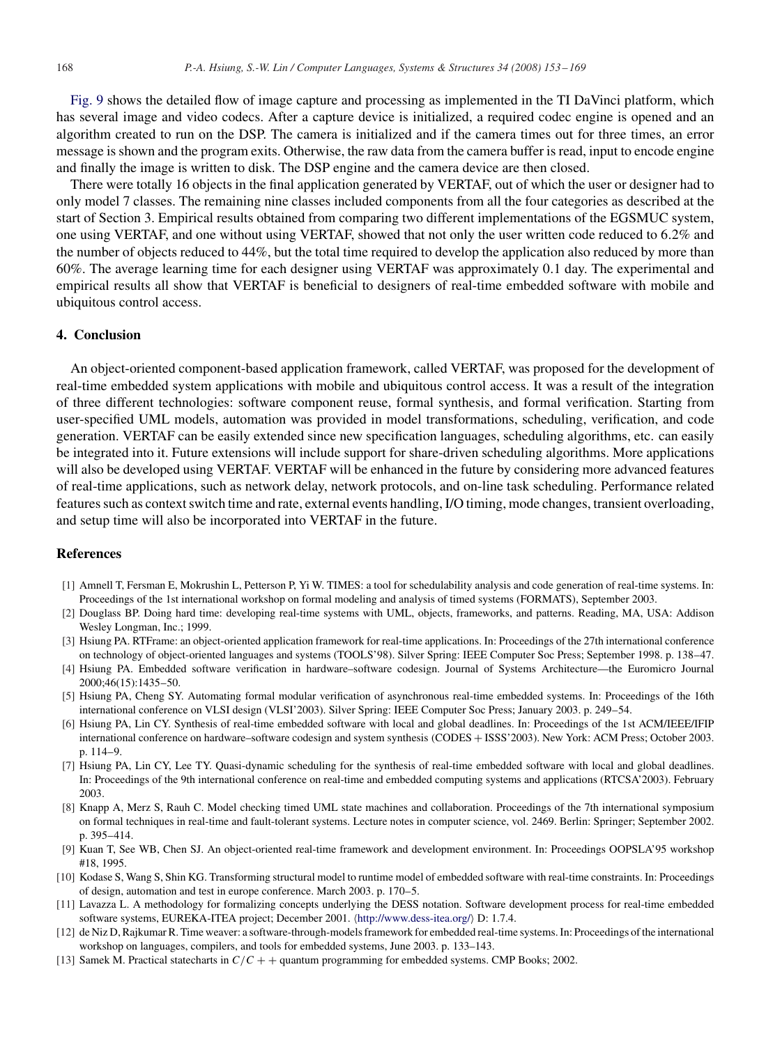Fig. 9 shows the detailed flow of image capture and processing as implemented in the TI DaVinci platform, which has several image and video codecs. After a capture device is initialized, a required codec engine is opened and an algorithm created to run on the DSP. The camera is initialized and if the camera times out for three times, an error message is shown and the program exits. Otherwise, the raw data from the camera buffer is read, input to encode engine and finally the image is written to disk. The DSP engine and the camera device are then closed.

There were totally 16 objects in the final application generated by VERTAF, out of which the user or designer had to only model 7 classes. The remaining nine classes included components from all the four categories as described at the start of Section 3. Empirical results obtained from comparing two different implementations of the EGSMUC system, one using VERTAF, and one without using VERTAF, showed that not only the user written code reduced to 6.2% and the number of objects reduced to 44%, but the total time required to develop the application also reduced by more than 60%. The average learning time for each designer using VERTAF was approximately 0.1 day. The experimental and empirical results all show that VERTAF is beneficial to designers of real-time embedded software with mobile and ubiquitous control access.

## 4. Conclusion

An object-oriented component-based application framework, called VERTAF, was proposed for the development of real-time embedded system applications with mobile and ubiquitous control access. It was a result of the integration of three different technologies: software component reuse, formal synthesis, and formal verification. Starting from user-specified UML models, automation was provided in model transformations, scheduling, verification, and code generation. VERTAF can be easily extended since new specification languages, scheduling algorithms, etc. can easily be integrated into it. Future extensions will include support for share-driven scheduling algorithms. More applications will also be developed using VERTAF. VERTAF will be enhanced in the future by considering more advanced features of real-time applications, such as network delay, network protocols, and on-line task scheduling. Performance related features such as context switch time and rate, external events handling, I/O timing, mode changes, transient overloading, and setup time will also be incorporated into VERTAF in the future.

## References

[1] Amnell T, Fersman E, Mokrushin L, Petterson P, Yi W. TIMES: a tool for schedulability analysis and code generation of real-time systems. In: Proceedings of the 1st international workshop on formal modeling and analysis of timed systems (FORMATS), September 2003.

[2] Douglass BP. Doing hard time: developing real-time systems with UML, objects, frameworks, and patterns. Reading, MA, USA: Addison Wesley Longman, Inc.; 1999.

[3] Hsiung PA. RTFrame: an object-oriented application framework for real-time applications. In: Proceedings of the 27th international conference on technology of object-oriented languages and systems (TOOLS'98). Silver Spring: IEEE Computer Soc Press; September 1998. p. 138–47.

[4] Hsiung PA. Embedded software verification in hardware–software codesign. Journal of Systems Architecture—the Euromicro Journal 2000;46(15):1435–50.

[5] Hsiung PA, Cheng SY. Automating formal modular verification of asynchronous real-time embedded systems. In: Proceedings of the 16th international conference on VLSI design (VLSI'2003). Silver Spring: IEEE Computer Soc Press; January 2003. p. 249–54.

[6] Hsiung PA, Lin CY. Synthesis of real-time embedded software with local and global deadlines. In: Proceedings of the 1st ACM/IEEE/IFIP international conference on hardware–software codesign and system synthesis (CODES + ISSS'2003). New York: ACM Press; October 2003. p. 114–9.

[7] Hsiung PA, Lin CY, Lee TY. Quasi-dynamic scheduling for the synthesis of real-time embedded software with local and global deadlines. In: Proceedings of the 9th international conference on real-time and embedded computing systems and applications (RTCSA'2003). February 2003.

[8] Knapp A, Merz S, Rauh C. Model checking timed UML state machines and collaboration. Proceedings of the 7th international symposium on formal techniques in real-time and fault-tolerant systems. Lecture notes in computer science, vol. 2469. Berlin: Springer; September 2002. p. 395–414.

[9] Kuan T, See WB, Chen SJ. An object-oriented real-time framework and development environment. In: Proceedings OOPSLA'95 workshop #18, 1995.

[10] Kodase S, Wang S, Shin KG. Transforming structural model to runtime model of embedded software with real-time constraints. In: Proceedings of design, automation and test in europe conference. March 2003. p. 170–5.

[11] Lavazza L. A methodology for formalizing concepts underlying the DESS notation. Software development process for real-time embedded software systems, EUREKA-ITEA project; December 2001. ⟨http://www.dess-itea.org/⟩ D: 1.7.4.

[12] de Niz D, Rajkumar R. Time weaver: a software-through-models framework for embedded real-time systems. In: Proceedings of the international workshop on languages, compilers, and tools for embedded systems, June 2003. p. 133–143.

[13] Samek M. Practical statecharts in $C/C++$ quantum programming for embedded systems. CMP Books; 2002.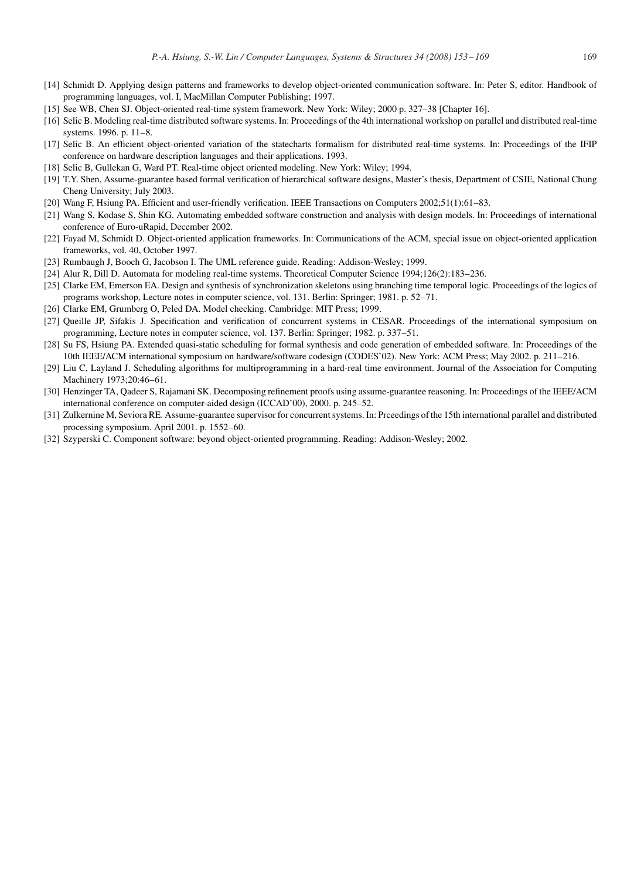[14] Schmidt D. Applying design patterns and frameworks to develop object-oriented communication software. In: Peter S, editor. Handbook of programming languages, vol. I, MacMillan Computer Publishing; 1997.

[15] See WB, Chen SJ. Object-oriented real-time system framework. New York: Wiley; 2000 p. 327–38 [Chapter 16].

[16] Selic B. Modeling real-time distributed software systems. In: Proceedings of the 4th international workshop on parallel and distributed real-time systems. 1996. p. 11–8.

[17] Selic B. An efficient object-oriented variation of the statecharts formalism for distributed real-time systems. In: Proceedings of the IFIP conference on hardware description languages and their applications. 1993.

[18] Selic B, Gullekan G, Ward PT. Real-time object oriented modeling. New York: Wiley; 1994.

[19] T.Y. Shen, Assume-guarantee based formal verification of hierarchical software designs, Master's thesis, Department of CSIE, National Chung Cheng University; July 2003.

[20] Wang F, Hsiung PA. Efficient and user-friendly verification. IEEE Transactions on Computers 2002;51(1):61–83.

[21] Wang S, Kodase S, Shin KG. Automating embedded software construction and analysis with design models. In: Proceedings of international conference of Euro-uRapid, December 2002.

[22] Fayad M, Schmidt D. Object-oriented application frameworks. In: Communications of the ACM, special issue on object-oriented application frameworks, vol. 40, October 1997.

[23] Rumbaugh J, Booch G, Jacobson I. The UML reference guide. Reading: Addison-Wesley; 1999.

[24] Alur R, Dill D. Automata for modeling real-time systems. Theoretical Computer Science 1994;126(2):183–236.

[25] Clarke EM, Emerson EA. Design and synthesis of synchronization skeletons using branching time temporal logic. Proceedings of the logics of programs workshop, Lecture notes in computer science, vol. 131. Berlin: Springer; 1981. p. 52–71.

[26] Clarke EM, Grumberg O, Peled DA. Model checking. Cambridge: MIT Press; 1999.

[27] Queille JP, Sifakis J. Specification and verification of concurrent systems in CESAR. Proceedings of the international symposium on programming, Lecture notes in computer science, vol. 137. Berlin: Springer; 1982. p. 337–51.

[28] Su FS, Hsiung PA. Extended quasi-static scheduling for formal synthesis and code generation of embedded software. In: Proceedings of the 10th IEEE/ACM international symposium on hardware/software codesign (CODES'02). New York: ACM Press; May 2002. p. 211–216.

[29] Liu C, Layland J. Scheduling algorithms for multiprogramming in a hard-real time environment. Journal of the Association for Computing Machinery 1973;20:46–61.

[30] Henzinger TA, Qadeer S, Rajamani SK. Decomposing refinement proofs using assume-guarantee reasoning. In: Proceedings of the IEEE/ACM international conference on computer-aided design (ICCAD'00), 2000. p. 245–52.

[31] Zulkernine M, Seviora RE. Assume-guarantee supervisor for concurrent systems. In: Prceedings of the 15th international parallel and distributed processing symposium. April 2001. p. 1552–60.

[32] Szyperski C. Component software: beyond object-oriented programming. Reading: Addison-Wesley; 2002.